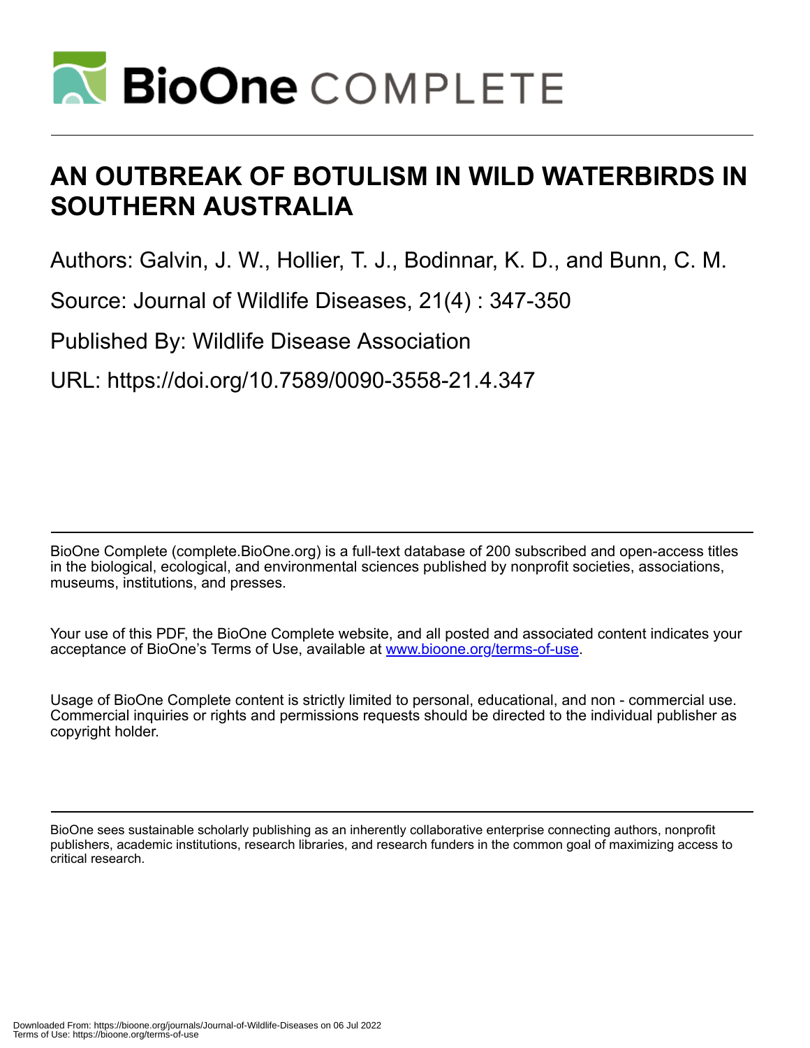# AN OUTBREAK OF BOTULISM IN WILD WATERBIRDS IN SOUTHERN AUSTRALIA

Authors: Galvin, J. W., Hollier, T. J., Bodinnar, K. D., and Bunn, C. M.

Source: Journal of Wildlife Diseases, 21(4) : 347-350

Published By: Wildlife Disease Association

URL: https://doi.org/10.7589/0090-3558-21.4.347

BioOne Complete (complete.BioOne.org) is a full-text database of 200 subscribed and open-access titles in the biological, ecological, and environmental sciences published by nonprofit societies, associations, museums, institutions, and presses.

Your use of this PDF, the BioOne Complete website, and all posted and associated content indicates your acceptance of BioOne's Terms of Use, available at www.bioone.org/terms-of-use.

Usage of BioOne Complete content is strictly limited to personal, educational, and non - commercial use. Commercial inquiries or rights and permissions requests should be directed to the individual publisher as copyright holder.

BioOne sees sustainable scholarly publishing as an inherently collaborative enterprise connecting authors, nonprofit publishers, academic institutions, research libraries, and research funders in the common goal of maximizing access to critical research.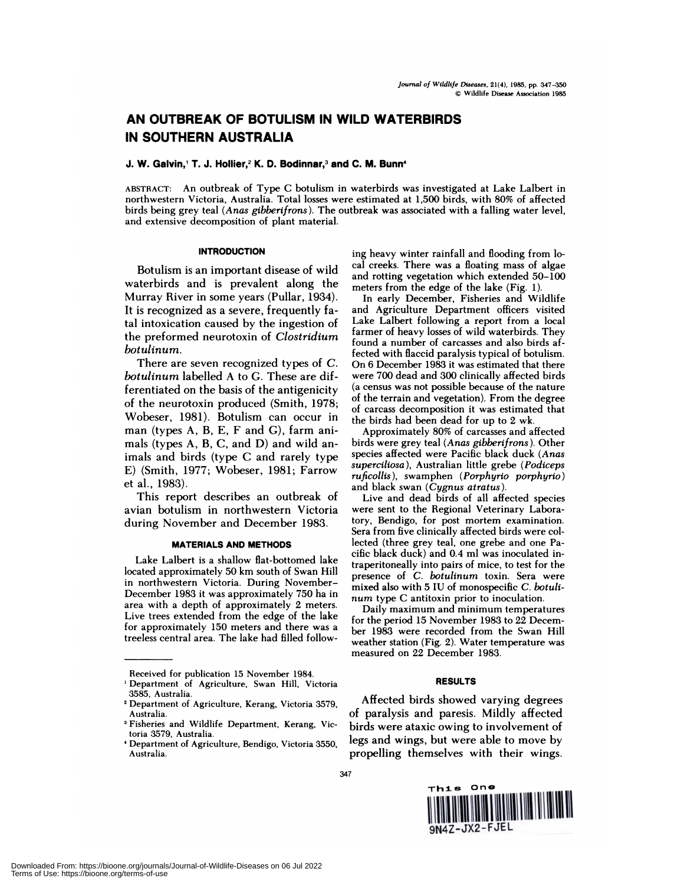# AN OUTBREAK OF BOTULISM IN WILD WATERBIRDS IN SOUTHERN AUSTRALIA

**J. W. Galvin,[1] T. J. Hollier,[2] K. D. Bodinnar,[3] and C. M. Bunn[4]**

ABSTRACT: An outbreak of Type C botulism in waterbirds was investigated at Lake Lalbert in northwestern Victoria, Australia. Total losses were estimated at 1,500 birds, with 80% of affected birds being grey teal (*Anas gibberifrons*). The outbreak was associated with a falling water level, and extensive decomposition of plant material.

## INTRODUCTION

Botulism is an important disease of wild waterbirds and is prevalent along the Murray River in some years (Pullar, 1934). It is recognized as a severe, frequently fatal intoxication caused by the ingestion of the preformed neurotoxin of *Clostridium botulinum*.

There are seven recognized types of *C. botulinum* labelled A to G. These are differentiated on the basis of the antigenicity of the neurotoxin produced (Smith, 1978; Wobeser, 1981). Botulism can occur in man (types A, B, E, F and G), farm animals (types A, B, C, and D) and wild animals and birds (type C and rarely type E) (Smith, 1977; Wobeser, 1981; Farrow et al., 1983).

This report describes an outbreak of avian botulism in northwestern Victoria during November and December 1983.

## MATERIALS AND METHODS

Lake Lalbert is a shallow flat-bottomed lake located approximately 50 km south of Swan Hill in northwestern Victoria. During November–December 1983 it was approximately 750 ha in area with a depth of approximately 2 meters. Live trees extended from the edge of the lake for approximately 150 meters and there was a treeless central area. The lake had filled following heavy winter rainfall and flooding from local creeks. There was a floating mass of algae and rotting vegetation which extended 50–100 meters from the edge of the lake (Fig. 1).

In early December, Fisheries and Wildlife and Agriculture Department officers visited Lake Lalbert following a report from a local farmer of heavy losses of wild waterbirds. They found a number of carcasses and also birds affected with flaccid paralysis typical of botulism. On 6 December 1983 it was estimated that there were 700 dead and 300 clinically affected birds (a census was not possible because of the nature of the terrain and vegetation). From the degree of carcass decomposition it was estimated that the birds had been dead for up to 2 wk.

Approximately 80% of carcasses and affected birds were grey teal (*Anas gibberifrons*). Other species affected were Pacific black duck (*Anas superciliosa*), Australian little grebe (*Podiceps ruficollis*), swamphen (*Porphyrio porphyrio*) and black swan (*Cygnus atratus*).

Live and dead birds of all affected species were sent to the Regional Veterinary Laboratory, Bendigo, for post mortem examination. Sera from five clinically affected birds were collected (three grey teal, one grebe and one Pacific black duck) and 0.4 ml was inoculated intraperitoneally into pairs of mice, to test for the presence of *C. botulinum* toxin. Sera were mixed also with 5 IU of monospecific *C. botulinum* type C antitoxin prior to inoculation.

Daily maximum and minimum temperatures for the period 15 November 1983 to 22 December 1983 were recorded from the Swan Hill weather station (Fig. 2). Water temperature was measured on 22 December 1983.

## RESULTS

Affected birds showed varying degrees of paralysis and paresis. Mildly affected birds were ataxic owing to involvement of legs and wings, but were able to move by propelling themselves with their wings.

---

Received for publication 15 November 1984.

[1] Department of Agriculture, Swan Hill, Victoria 3585, Australia.

[2] Department of Agriculture, Kerang, Victoria 3579, Australia.

[3] Fisheries and Wildlife Department, Kerang, Victoria 3579, Australia.

[4] Department of Agriculture, Bendigo, Victoria 3550, Australia.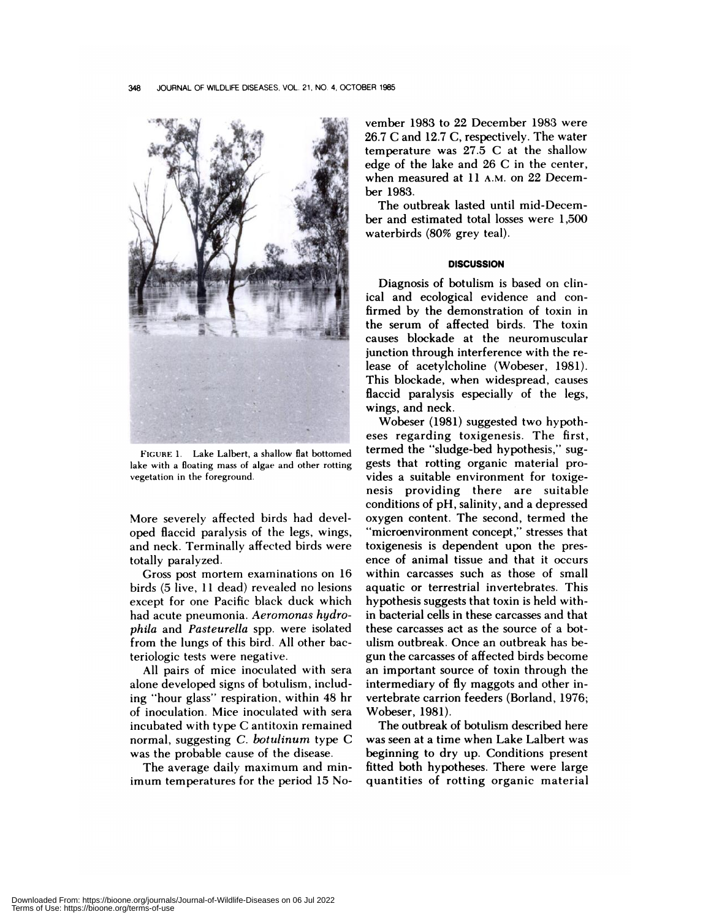FIGURE 1. Lake Lalbert, a shallow flat bottomed lake with a floating mass of algae and other rotting vegetation in the foreground.

More severely affected birds had developed flaccid paralysis of the legs, wings, and neck. Terminally affected birds were totally paralyzed.

Gross post mortem examinations on 16 birds (5 live, 11 dead) revealed no lesions except for one Pacific black duck which had acute pneumonia. *Aeromonas hydrophila* and *Pasteurella* spp. were isolated from the lungs of this bird. All other bacteriologic tests were negative.

All pairs of mice inoculated with sera alone developed signs of botulism, including "hour glass" respiration, within 48 hr of inoculation. Mice inoculated with sera incubated with type C antitoxin remained normal, suggesting *C. botulinum* type C was the probable cause of the disease.

The average daily maximum and minimum temperatures for the period 15 November 1983 to 22 December 1983 were 26.7 C and 12.7 C, respectively. The water temperature was 27.5 C at the shallow edge of the lake and 26 C in the center, when measured at 11 A.M. on 22 December 1983.

The outbreak lasted until mid-December and estimated total losses were 1,500 waterbirds (80% grey teal).

## DISCUSSION

Diagnosis of botulism is based on clinical and ecological evidence and confirmed by the demonstration of toxin in the serum of affected birds. The toxin causes blockade at the neuromuscular junction through interference with the release of acetylcholine (Wobeser, 1981). This blockade, when widespread, causes flaccid paralysis especially of the legs, wings, and neck.

Wobeser (1981) suggested two hypotheses regarding toxigenesis. The first, termed the "sludge-bed hypothesis," suggests that rotting organic material provides a suitable environment for toxigenesis providing there are suitable conditions of pH, salinity, and a depressed oxygen content. The second, termed the "microenvironment concept," stresses that toxigenesis is dependent upon the presence of animal tissue and that it occurs within carcasses such as those of small aquatic or terrestrial invertebrates. This hypothesis suggests that toxin is held within bacterial cells in these carcasses and that these carcasses act as the source of a botulism outbreak. Once an outbreak has begun the carcasses of affected birds become an important source of toxin through the intermediary of fly maggots and other invertebrate carrion feeders (Borland, 1976; Wobeser, 1981).

The outbreak of botulism described here was seen at a time when Lake Lalbert was beginning to dry up. Conditions present fitted both hypotheses. There were large quantities of rotting organic material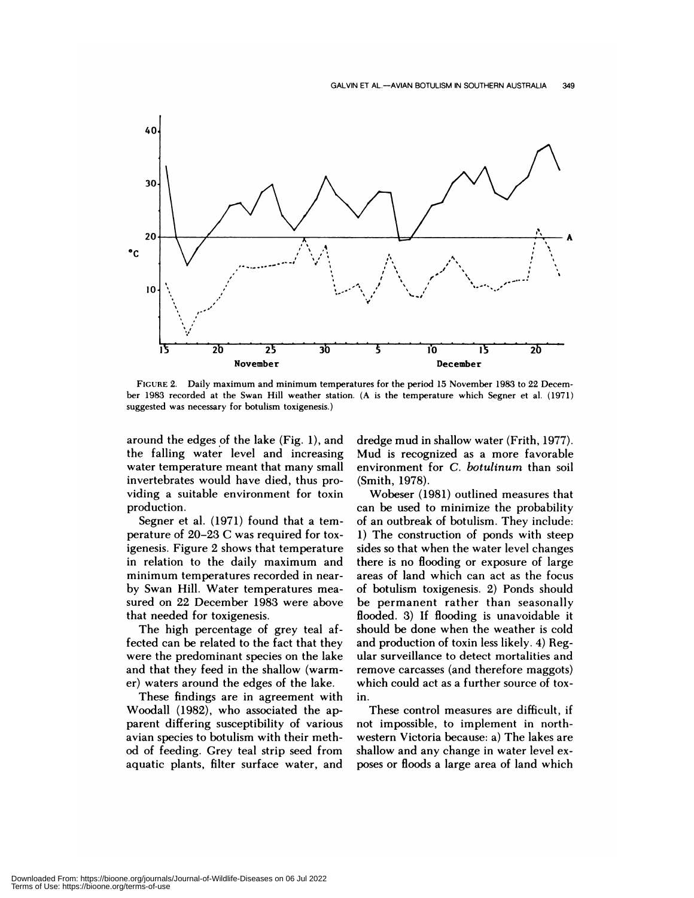FIGURE 2. Daily maximum and minimum temperatures for the period 15 November 1983 to 22 December 1983 recorded at the Swan Hill weather station. (A is the temperature which Segner et al. (1971) suggested was necessary for botulism toxigenesis.)

around the edges of the lake (Fig. 1), and the falling water level and increasing water temperature meant that many small invertebrates would have died, thus providing a suitable environment for toxin production.

Segner et al. (1971) found that a temperature of 20–23 C was required for toxigenesis. Figure 2 shows that temperature in relation to the daily maximum and minimum temperatures recorded in nearby Swan Hill. Water temperatures measured on 22 December 1983 were above that needed for toxigenesis.

The high percentage of grey teal affected can be related to the fact that they were the predominant species on the lake and that they feed in the shallow (warmer) waters around the edges of the lake.

These findings are in agreement with Woodall (1982), who associated the apparent differing susceptibility of various avian species to botulism with their method of feeding. Grey teal strip seed from aquatic plants, filter surface water, and dredge mud in shallow water (Frith, 1977). Mud is recognized as a more favorable environment for *C. botulinum* than soil (Smith, 1978).

Wobeser (1981) outlined measures that can be used to minimize the probability of an outbreak of botulism. They include: 1) The construction of ponds with steep sides so that when the water level changes there is no flooding or exposure of large areas of land which can act as the focus of botulism toxigenesis. 2) Ponds should be permanent rather than seasonally flooded. 3) If flooding is unavoidable it should be done when the weather is cold and production of toxin less likely. 4) Regular surveillance to detect mortalities and remove carcasses (and therefore maggots) which could act as a further source of toxin.

These control measures are difficult, if not impossible, to implement in northwestern Victoria because: a) The lakes are shallow and any change in water level exposes or floods a large area of land which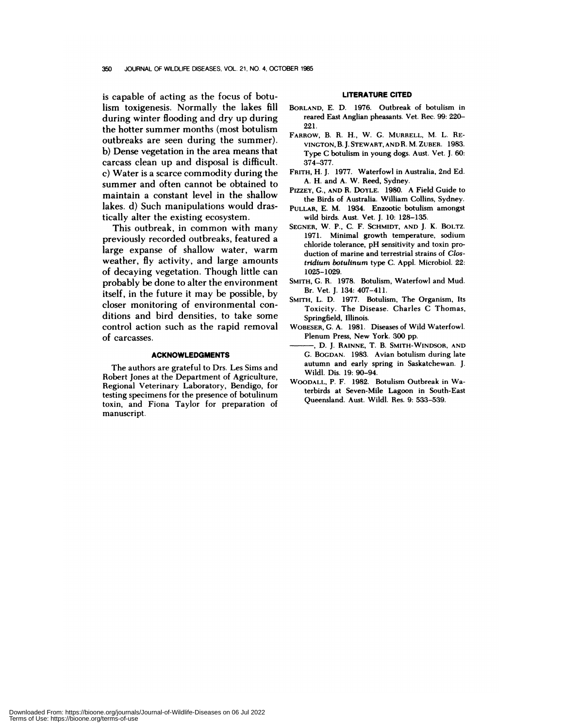is capable of acting as the focus of botulism toxigenesis. Normally the lakes fill during winter flooding and dry up during the hotter summer months (most botulism outbreaks are seen during the summer). b) Dense vegetation in the area means that carcass clean up and disposal is difficult. c) Water is a scarce commodity during the summer and often cannot be obtained to maintain a constant level in the shallow lakes. d) Such manipulations would drastically alter the existing ecosystem.

This outbreak, in common with many previously recorded outbreaks, featured a large expanse of shallow water, warm weather, fly activity, and large amounts of decaying vegetation. Though little can probably be done to alter the environment itself, in the future it may be possible, by closer monitoring of environmental conditions and bird densities, to take some control action such as the rapid removal of carcasses.

## ACKNOWLEDGMENTS

The authors are grateful to Drs. Les Sims and Robert Jones at the Department of Agriculture, Regional Veterinary Laboratory, Bendigo, for testing specimens for the presence of botulinum toxin, and Fiona Taylor for preparation of manuscript.

## LITERATURE CITED

BORLAND, E. D. 1976. Outbreak of botulism in reared East Anglian pheasants. Vet. Rec. 99: 220–221.

FARROW, B. R. H., W. G. MURRELL, M. L. REVINGTON, B. J. STEWART, AND R. M. ZUBER. 1983. Type C botulism in young dogs. Aust. Vet. J. 60: 374–377.

FRITH, H. J. 1977. Waterfowl in Australia, 2nd Ed. A. H. and A. W. Reed, Sydney.

PIZZEY, G., AND R. DOYLE. 1980. A Field Guide to the Birds of Australia. William Collins, Sydney.

PULLAR, E. M. 1934. Enzootic botulism amongst wild birds. Aust. Vet. J. 10: 128–135.

SEGNER, W. P., C. F. SCHMIDT, AND J. K. BOLTZ. 1971. Minimal growth temperature, sodium chloride tolerance, pH sensitivity and toxin production of marine and terrestrial strains of *Clostridium botulinum* type C. Appl. Microbiol. 22: 1025–1029.

SMITH, G. R. 1978. Botulism, Waterfowl and Mud. Br. Vet. J. 134: 407–411.

SMITH, L. D. 1977. Botulism, The Organism, Its Toxicity. The Disease. Charles C Thomas, Springfield, Illinois.

WOBESER, G. A. 1981. Diseases of Wild Waterfowl. Plenum Press, New York. 300 pp.

———, D. J. RAINNE, T. B. SMITH-WINDSOR, AND G. BOGDAN. 1983. Avian botulism during late autumn and early spring in Saskatchewan. J. Wildl. Dis. 19: 90–94.

WOODALL, P. F. 1982. Botulism Outbreak in Waterbirds at Seven-Mile Lagoon in South-East Queensland. Aust. Wildl. Res. 9: 533–539.